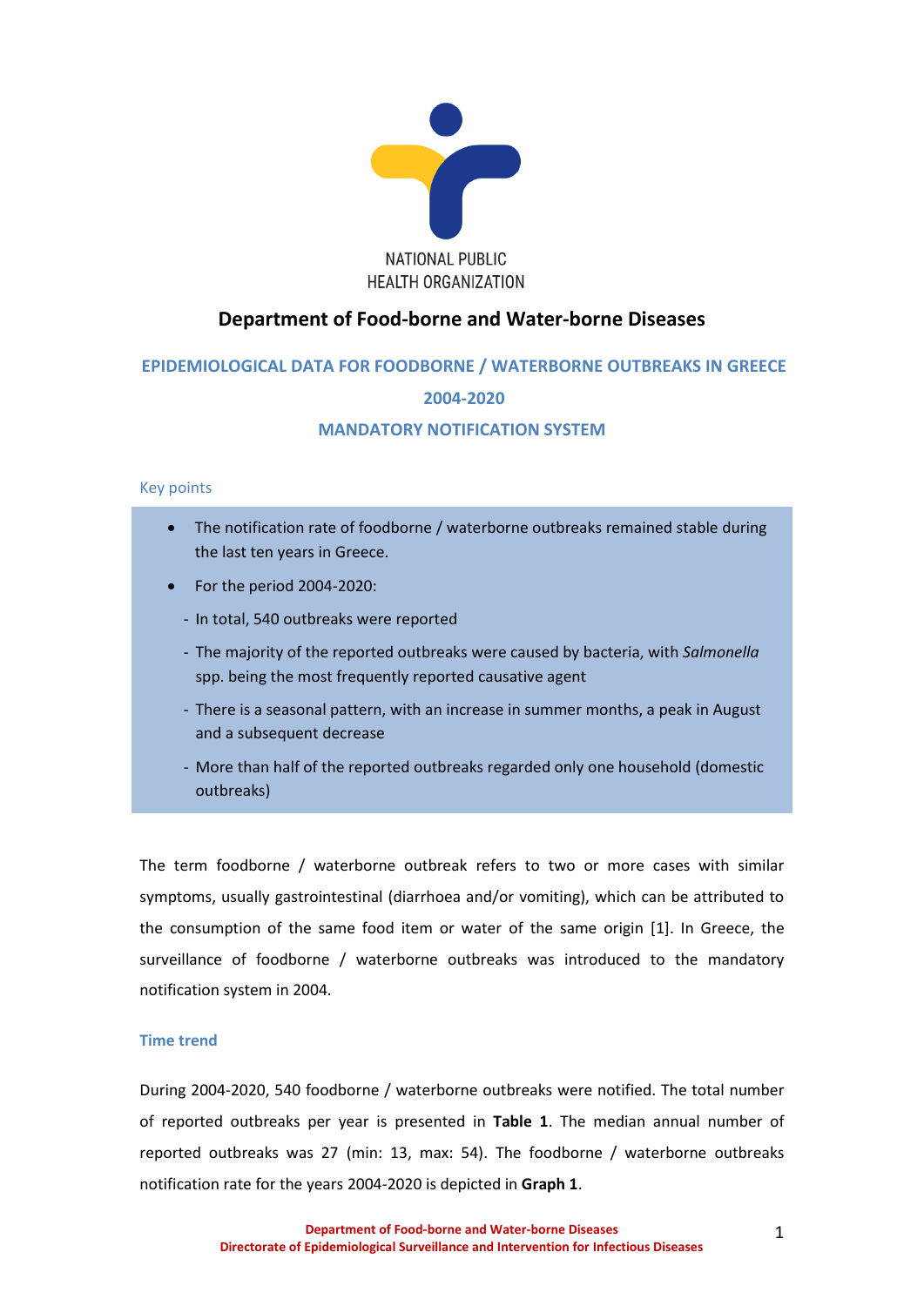NATIONAL PUBLIC
HEALTH ORGANIZATION

# Department of Food-borne and Water-borne Diseases

## EPIDEMIOLOGICAL DATA FOR FOODBORNE / WATERBORNE OUTBREAKS IN GREECE 2004-2020

## MANDATORY NOTIFICATION SYSTEM

### Key points

- The notification rate of foodborne / waterborne outbreaks remained stable during the last ten years in Greece.
- For the period 2004-2020:
  - In total, 540 outbreaks were reported
  - The majority of the reported outbreaks were caused by bacteria, with *Salmonella* spp. being the most frequently reported causative agent
  - There is a seasonal pattern, with an increase in summer months, a peak in August and a subsequent decrease
  - More than half of the reported outbreaks regarded only one household (domestic outbreaks)

The term foodborne / waterborne outbreak refers to two or more cases with similar symptoms, usually gastrointestinal (diarrhoea and/or vomiting), which can be attributed to the consumption of the same food item or water of the same origin [1]. In Greece, the surveillance of foodborne / waterborne outbreaks was introduced to the mandatory notification system in 2004.

### Time trend

During 2004-2020, 540 foodborne / waterborne outbreaks were notified. The total number of reported outbreaks per year is presented in **Table 1**. The median annual number of reported outbreaks was 27 (min: 13, max: 54). The foodborne / waterborne outbreaks notification rate for the years 2004-2020 is depicted in **Graph 1**.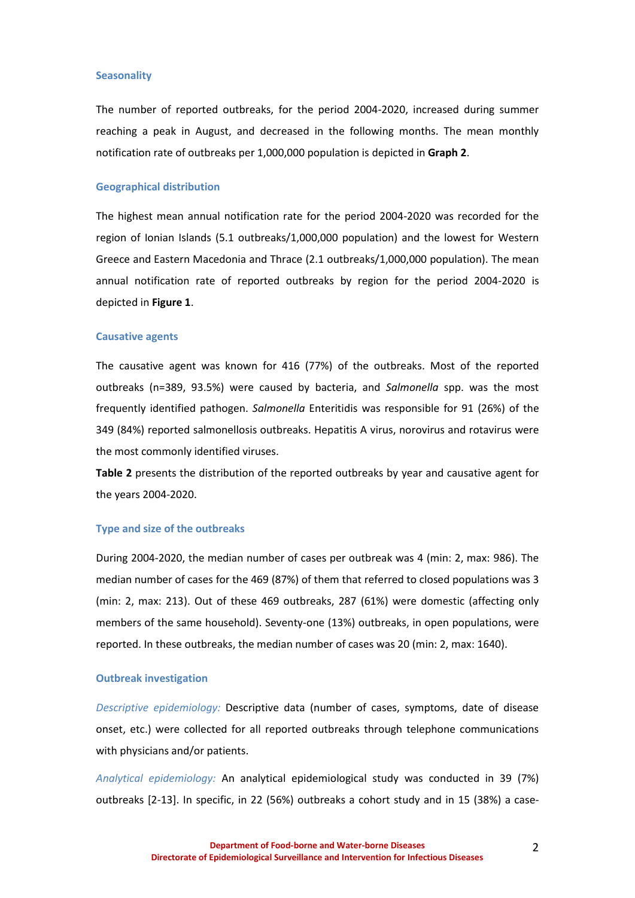### Seasonality

The number of reported outbreaks, for the period 2004-2020, increased during summer reaching a peak in August, and decreased in the following months. The mean monthly notification rate of outbreaks per 1,000,000 population is depicted in **Graph 2**.

### Geographical distribution

The highest mean annual notification rate for the period 2004-2020 was recorded for the region of Ionian Islands (5.1 outbreaks/1,000,000 population) and the lowest for Western Greece and Eastern Macedonia and Thrace (2.1 outbreaks/1,000,000 population). The mean annual notification rate of reported outbreaks by region for the period 2004-2020 is depicted in **Figure 1**.

### Causative agents

The causative agent was known for 416 (77%) of the outbreaks. Most of the reported outbreaks (n=389, 93.5%) were caused by bacteria, and *Salmonella* spp. was the most frequently identified pathogen. *Salmonella* Enteritidis was responsible for 91 (26%) of the 349 (84%) reported salmonellosis outbreaks. Hepatitis A virus, norovirus and rotavirus were the most commonly identified viruses.

**Table 2** presents the distribution of the reported outbreaks by year and causative agent for the years 2004-2020.

### Type and size of the outbreaks

During 2004-2020, the median number of cases per outbreak was 4 (min: 2, max: 986). The median number of cases for the 469 (87%) of them that referred to closed populations was 3 (min: 2, max: 213). Out of these 469 outbreaks, 287 (61%) were domestic (affecting only members of the same household). Seventy-one (13%) outbreaks, in open populations, were reported. In these outbreaks, the median number of cases was 20 (min: 2, max: 1640).

### Outbreak investigation

*Descriptive epidemiology:* Descriptive data (number of cases, symptoms, date of disease onset, etc.) were collected for all reported outbreaks through telephone communications with physicians and/or patients.

*Analytical epidemiology:* An analytical epidemiological study was conducted in 39 (7%) outbreaks [2-13]. In specific, in 22 (56%) outbreaks a cohort study and in 15 (38%) a case-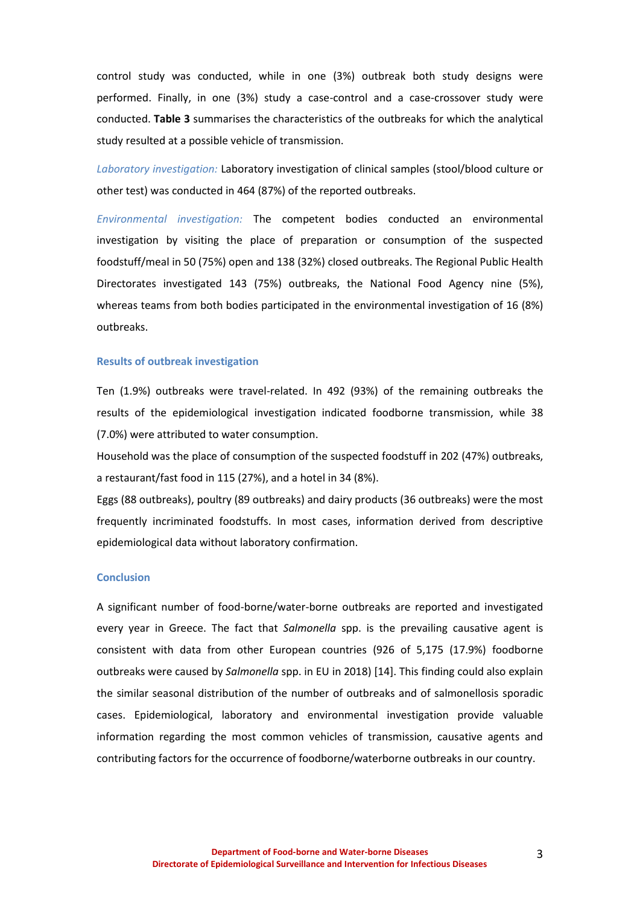control study was conducted, while in one (3%) outbreak both study designs were performed. Finally, in one (3%) study a case-control and a case-crossover study were conducted. **Table 3** summarises the characteristics of the outbreaks for which the analytical study resulted at a possible vehicle of transmission.

*Laboratory investigation:* Laboratory investigation of clinical samples (stool/blood culture or other test) was conducted in 464 (87%) of the reported outbreaks.

*Environmental investigation:* The competent bodies conducted an environmental investigation by visiting the place of preparation or consumption of the suspected foodstuff/meal in 50 (75%) open and 138 (32%) closed outbreaks. The Regional Public Health Directorates investigated 143 (75%) outbreaks, the National Food Agency nine (5%), whereas teams from both bodies participated in the environmental investigation of 16 (8%) outbreaks.

### Results of outbreak investigation

Ten (1.9%) outbreaks were travel-related. In 492 (93%) of the remaining outbreaks the results of the epidemiological investigation indicated foodborne transmission, while 38 (7.0%) were attributed to water consumption.

Household was the place of consumption of the suspected foodstuff in 202 (47%) outbreaks, a restaurant/fast food in 115 (27%), and a hotel in 34 (8%).

Eggs (88 outbreaks), poultry (89 outbreaks) and dairy products (36 outbreaks) were the most frequently incriminated foodstuffs. In most cases, information derived from descriptive epidemiological data without laboratory confirmation.

### Conclusion

A significant number of food-borne/water-borne outbreaks are reported and investigated every year in Greece. The fact that *Salmonella* spp. is the prevailing causative agent is consistent with data from other European countries (926 of 5,175 (17.9%) foodborne outbreaks were caused by *Salmonella* spp. in EU in 2018) [14]. This finding could also explain the similar seasonal distribution of the number of outbreaks and of salmonellosis sporadic cases. Epidemiological, laboratory and environmental investigation provide valuable information regarding the most common vehicles of transmission, causative agents and contributing factors for the occurrence of foodborne/waterborne outbreaks in our country.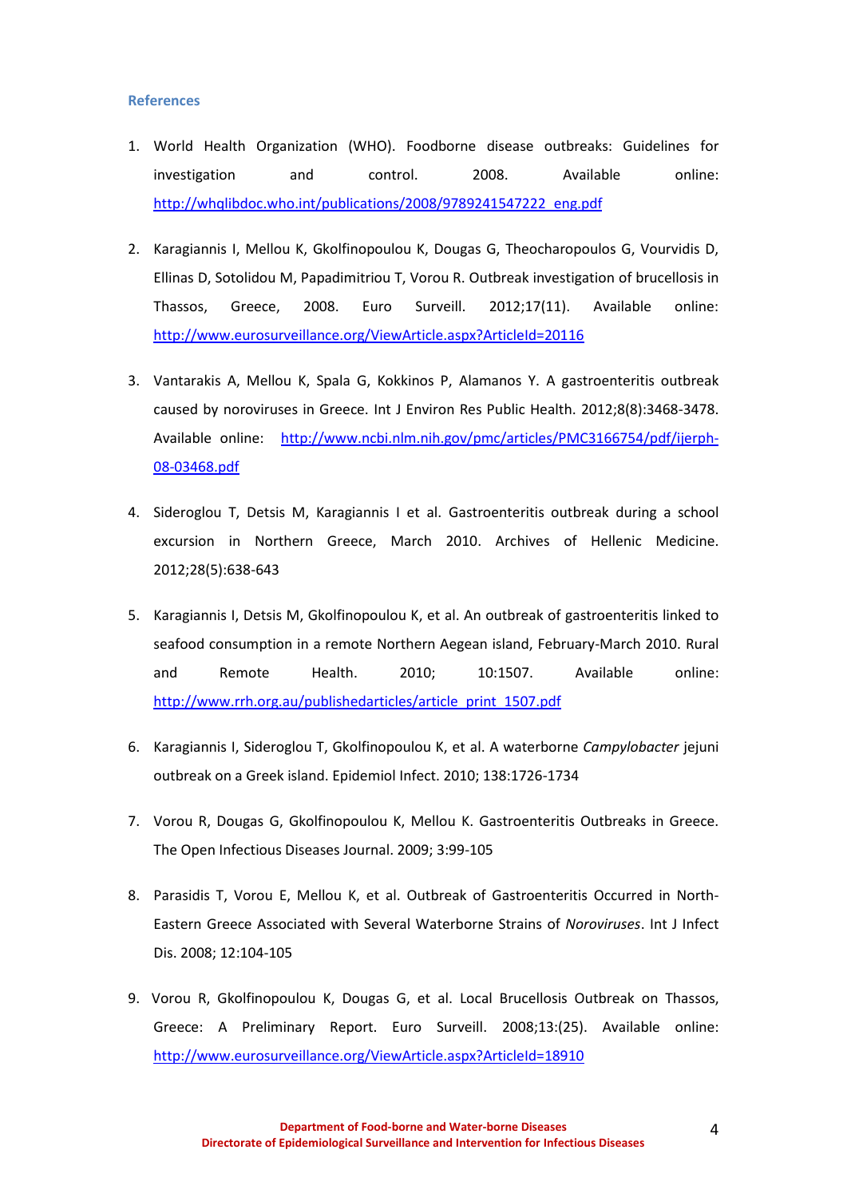### References

1. World Health Organization (WHO). Foodborne disease outbreaks: Guidelines for investigation and control. 2008. Available online: http://whqlibdoc.who.int/publications/2008/9789241547222_eng.pdf

2. Karagiannis I, Mellou K, Gkolfinopoulou K, Dougas G, Theocharopoulos G, Vourvidis D, Ellinas D, Sotolidou M, Papadimitriou T, Vorou R. Outbreak investigation of brucellosis in Thassos, Greece, 2008. Euro Surveill. 2012;17(11). Available online: http://www.eurosurveillance.org/ViewArticle.aspx?ArticleId=20116

3. Vantarakis A, Mellou K, Spala G, Kokkinos P, Alamanos Y. A gastroenteritis outbreak caused by noroviruses in Greece. Int J Environ Res Public Health. 2012;8(8):3468-3478. Available online: http://www.ncbi.nlm.nih.gov/pmc/articles/PMC3166754/pdf/ijerph-08-03468.pdf

4. Sideroglou T, Detsis M, Karagiannis I et al. Gastroenteritis outbreak during a school excursion in Northern Greece, March 2010. Archives of Hellenic Medicine. 2012;28(5):638-643

5. Karagiannis I, Detsis M, Gkolfinopoulou K, et al. An outbreak of gastroenteritis linked to seafood consumption in a remote Northern Aegean island, February-March 2010. Rural and Remote Health. 2010; 10:1507. Available online: http://www.rrh.org.au/publishedarticles/article_print_1507.pdf

6. Karagiannis I, Sideroglou T, Gkolfinopoulou K, et al. A waterborne *Campylobacter* jejuni outbreak on a Greek island. Epidemiol Infect. 2010; 138:1726-1734

7. Vorou R, Dougas G, Gkolfinopoulou K, Mellou K. Gastroenteritis Outbreaks in Greece. The Open Infectious Diseases Journal. 2009; 3:99-105

8. Parasidis T, Vorou E, Mellou K, et al. Outbreak of Gastroenteritis Occurred in North-Eastern Greece Associated with Several Waterborne Strains of *Noroviruses*. Int J Infect Dis. 2008; 12:104-105

9. Vorou R, Gkolfinopoulou K, Dougas G, et al. Local Brucellosis Outbreak on Thassos, Greece: A Preliminary Report. Euro Surveill. 2008;13:(25). Available online: http://www.eurosurveillance.org/ViewArticle.aspx?ArticleId=18910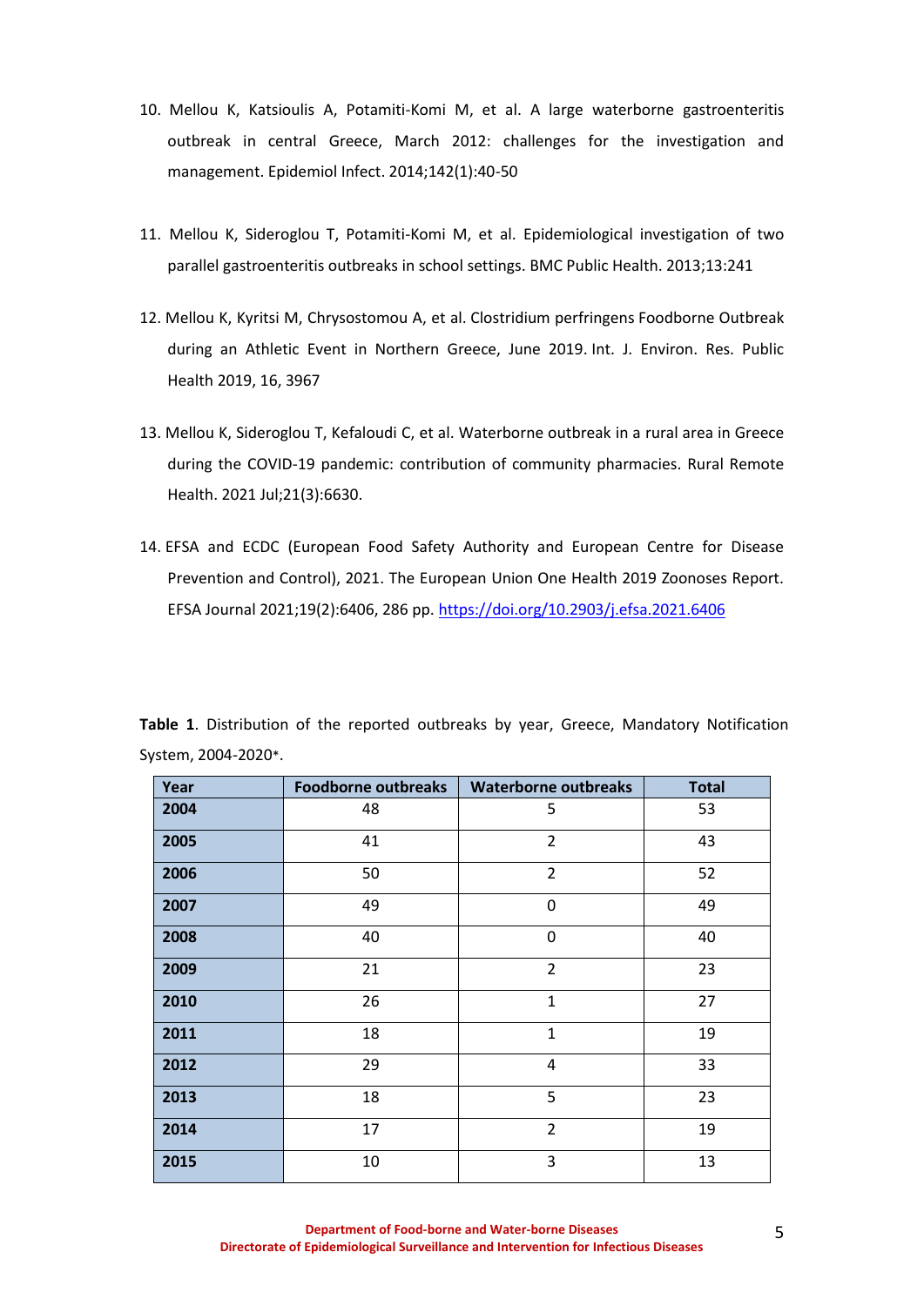10. Mellou K, Katsioulis A, Potamiti-Komi M, et al. A large waterborne gastroenteritis outbreak in central Greece, March 2012: challenges for the investigation and management. Epidemiol Infect. 2014;142(1):40-50

11. Mellou K, Sideroglou T, Potamiti-Komi M, et al. Epidemiological investigation of two parallel gastroenteritis outbreaks in school settings. BMC Public Health. 2013;13:241

12. Mellou K, Kyritsi M, Chrysostomou A, et al. Clostridium perfringens Foodborne Outbreak during an Athletic Event in Northern Greece, June 2019. Int. J. Environ. Res. Public Health 2019, 16, 3967

13. Mellou K, Sideroglou T, Kefaloudi C, et al. Waterborne outbreak in a rural area in Greece during the COVID-19 pandemic: contribution of community pharmacies. Rural Remote Health. 2021 Jul;21(3):6630.

14. EFSA and ECDC (European Food Safety Authority and European Centre for Disease Prevention and Control), 2021. The European Union One Health 2019 Zoonoses Report. EFSA Journal 2021;19(2):6406, 286 pp. https://doi.org/10.2903/j.efsa.2021.6406

**Table 1**. Distribution of the reported outbreaks by year, Greece, Mandatory Notification System, 2004-2020*.

| Year | Foodborne outbreaks | Waterborne outbreaks | Total |
|---|---|---|---|
| **2004** | 48 | 5 | 53 |
| **2005** | 41 | 2 | 43 |
| **2006** | 50 | 2 | 52 |
| **2007** | 49 | 0 | 49 |
| **2008** | 40 | 0 | 40 |
| **2009** | 21 | 2 | 23 |
| **2010** | 26 | 1 | 27 |
| **2011** | 18 | 1 | 19 |
| **2012** | 29 | 4 | 33 |
| **2013** | 18 | 5 | 23 |
| **2014** | 17 | 2 | 19 |
| **2015** | 10 | 3 | 13 |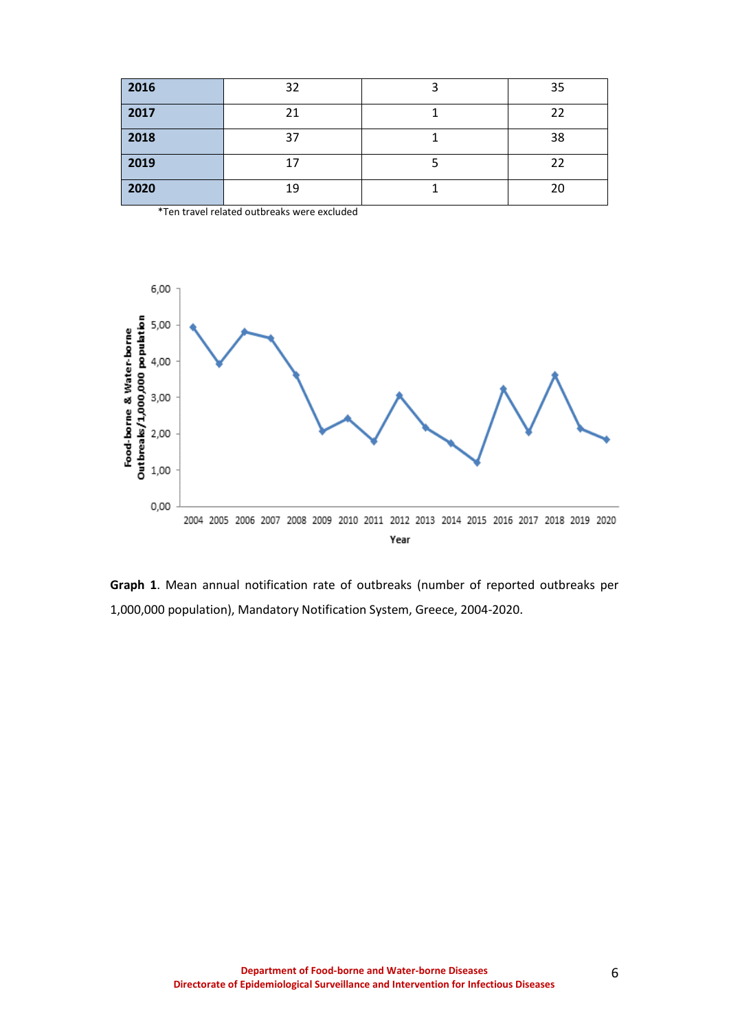| 2016 | 32 | 3 | 35 |
|---|---|---|---|
| 2017 | 21 | 1 | 22 |
| 2018 | 37 | 1 | 38 |
| 2019 | 17 | 5 | 22 |
| 2020 | 19 | 1 | 20 |

*Ten travel related outbreaks were excluded

**Graph 1**. Mean annual notification rate of outbreaks (number of reported outbreaks per 1,000,000 population), Mandatory Notification System, Greece, 2004-2020.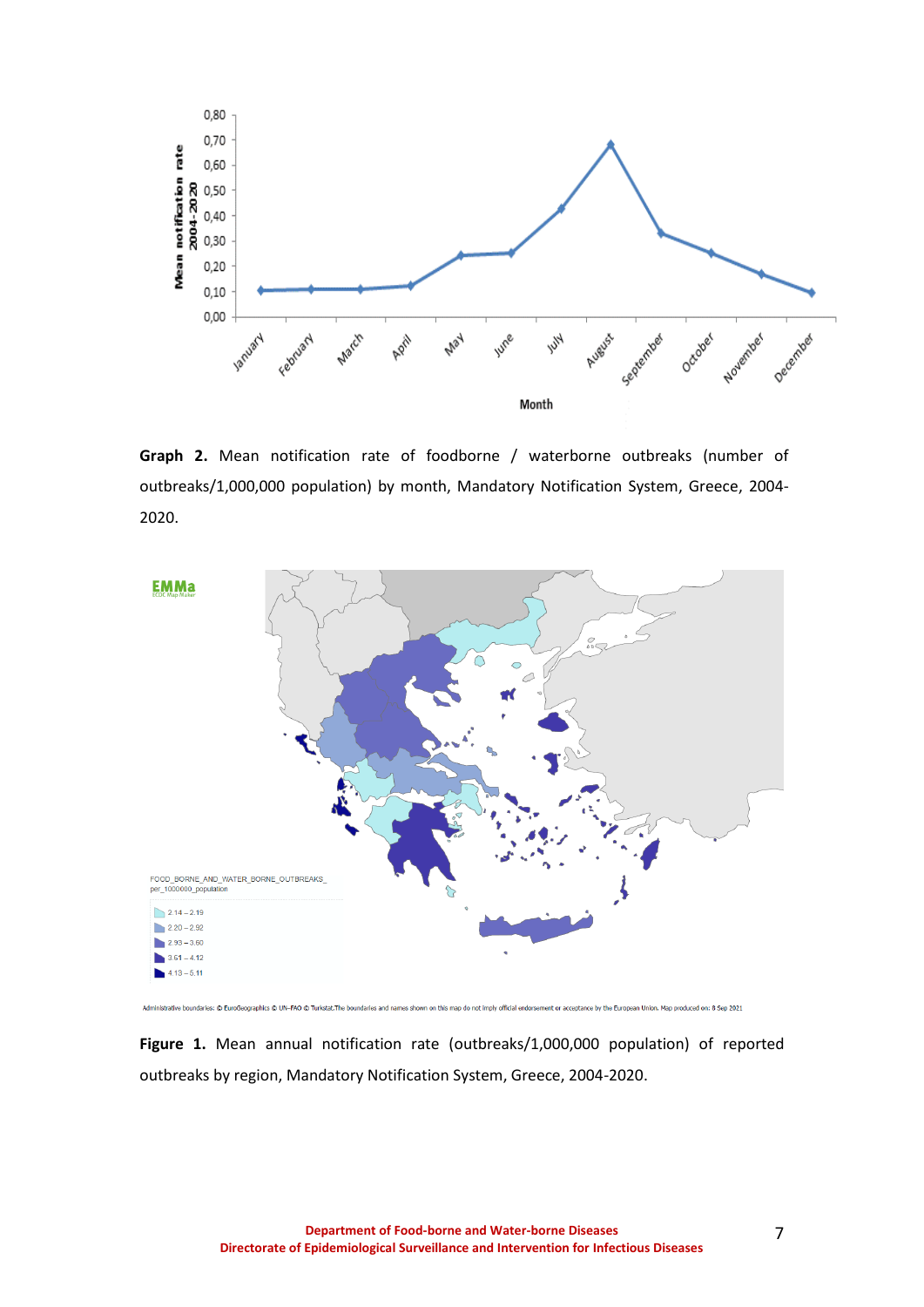**Graph 2.** Mean notification rate of foodborne / waterborne outbreaks (number of outbreaks/1,000,000 population) by month, Mandatory Notification System, Greece, 2004-2020.

**Figure 1.** Mean annual notification rate (outbreaks/1,000,000 population) of reported outbreaks by region, Mandatory Notification System, Greece, 2004-2020.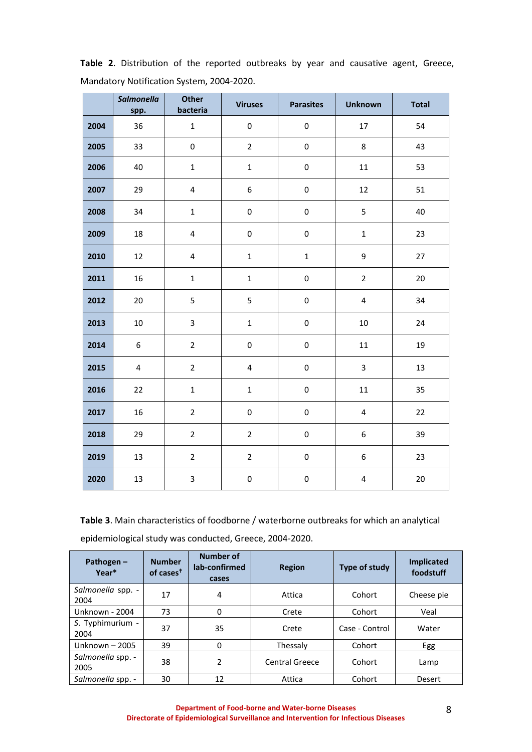**Table 2**. Distribution of the reported outbreaks by year and causative agent, Greece, Mandatory Notification System, 2004-2020.

| | *Salmonella* spp. | Other bacteria | Viruses | Parasites | Unknown | Total |
|---|---|---|---|---|---|---|
| **2004** | 36 | 1 | 0 | 0 | 17 | 54 |
| **2005** | 33 | 0 | 2 | 0 | 8 | 43 |
| **2006** | 40 | 1 | 1 | 0 | 11 | 53 |
| **2007** | 29 | 4 | 6 | 0 | 12 | 51 |
| **2008** | 34 | 1 | 0 | 0 | 5 | 40 |
| **2009** | 18 | 4 | 0 | 0 | 1 | 23 |
| **2010** | 12 | 4 | 1 | 1 | 9 | 27 |
| **2011** | 16 | 1 | 1 | 0 | 2 | 20 |
| **2012** | 20 | 5 | 5 | 0 | 4 | 34 |
| **2013** | 10 | 3 | 1 | 0 | 10 | 24 |
| **2014** | 6 | 2 | 0 | 0 | 11 | 19 |
| **2015** | 4 | 2 | 4 | 0 | 3 | 13 |
| **2016** | 22 | 1 | 1 | 0 | 11 | 35 |
| **2017** | 16 | 2 | 0 | 0 | 4 | 22 |
| **2018** | 29 | 2 | 2 | 0 | 6 | 39 |
| **2019** | 13 | 2 | 2 | 0 | 6 | 23 |
| **2020** | 13 | 3 | 0 | 0 | 4 | 20 |

**Table 3**. Main characteristics of foodborne / waterborne outbreaks for which an analytical epidemiological study was conducted, Greece, 2004-2020.

| Pathogen – Year* | Number of cases† | Number of lab-confirmed cases | Region | Type of study | Implicated foodstuff |
|---|---|---|---|---|---|
| *Salmonella* spp. - 2004 | 17 | 4 | Attica | Cohort | Cheese pie |
| Unknown - 2004 | 73 | 0 | Crete | Cohort | Veal |
| *S.* Typhimurium - 2004 | 37 | 35 | Crete | Case - Control | Water |
| Unknown – 2005 | 39 | 0 | Thessaly | Cohort | Egg |
| *Salmonella* spp. - 2005 | 38 | 2 | Central Greece | Cohort | Lamp |
| *Salmonella* spp. - | 30 | 12 | Attica | Cohort | Desert |

Department of Food-borne and Water-borne Diseases
Directorate of Epidemiological Surveillance and Intervention for Infectious Diseases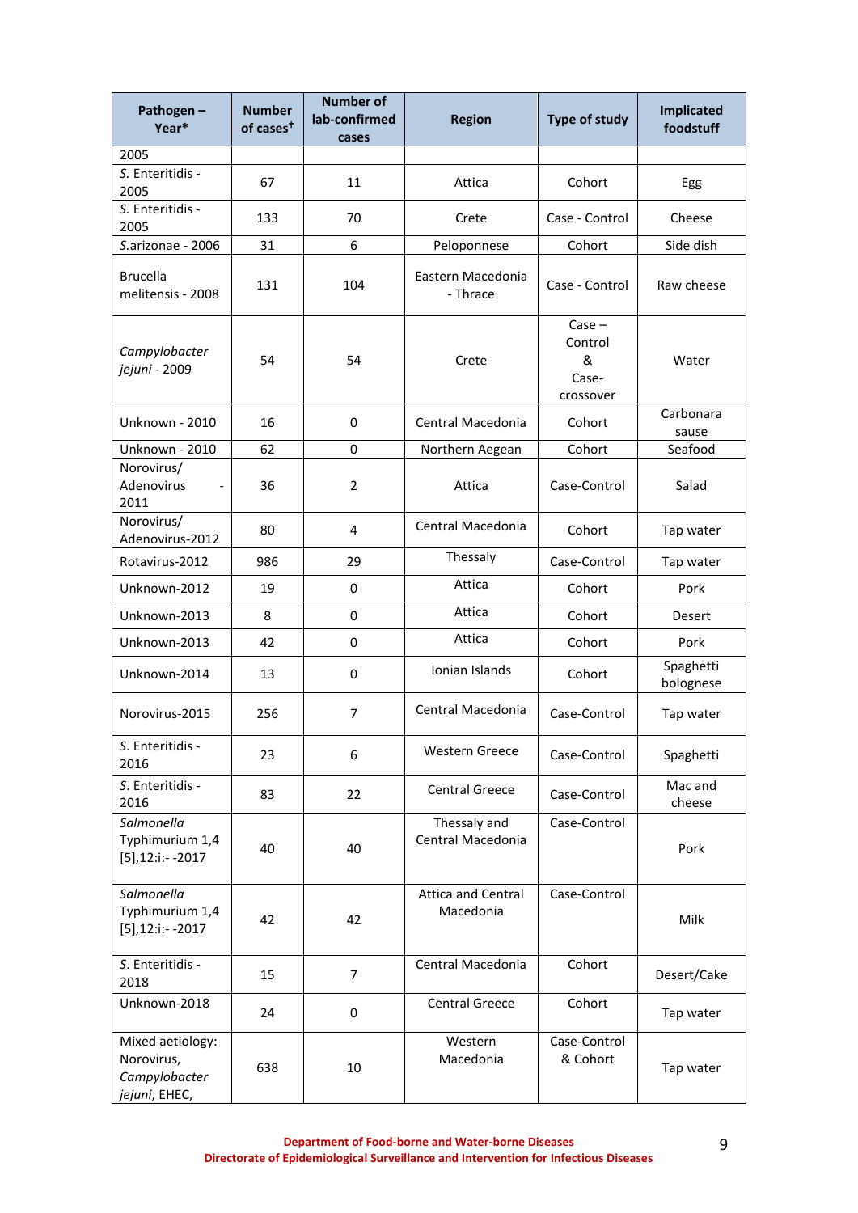| Pathogen – Year* | Number of cases[†] | Number of lab-confirmed cases | Region | Type of study | Implicated foodstuff |
|---|---|---|---|---|---|
| 2005 | | | | | |
| *S.* Enteritidis - 2005 | 67 | 11 | Attica | Cohort | Egg |
| *S.* Enteritidis - 2005 | 133 | 70 | Crete | Case - Control | Cheese |
| *S.*arizonae - 2006 | 31 | 6 | Peloponnese | Cohort | Side dish |
| Brucella melitensis - 2008 | 131 | 104 | Eastern Macedonia - Thrace | Case - Control | Raw cheese |
| *Campylobacter jejuni* - 2009 | 54 | 54 | Crete | Case – Control & Case-crossover | Water |
| Unknown - 2010 | 16 | 0 | Central Macedonia | Cohort | Carbonara sause |
| Unknown - 2010 | 62 | 0 | Northern Aegean | Cohort | Seafood |
| Norovirus/ Adenovirus - 2011 | 36 | 2 | Attica | Case-Control | Salad |
| Norovirus/ Adenovirus-2012 | 80 | 4 | Central Macedonia | Cohort | Tap water |
| Rotavirus-2012 | 986 | 29 | Thessaly | Case-Control | Tap water |
| Unknown-2012 | 19 | 0 | Attica | Cohort | Pork |
| Unknown-2013 | 8 | 0 | Attica | Cohort | Desert |
| Unknown-2013 | 42 | 0 | Attica | Cohort | Pork |
| Unknown-2014 | 13 | 0 | Ionian Islands | Cohort | Spaghetti bolognese |
| Norovirus-2015 | 256 | 7 | Central Macedonia | Case-Control | Tap water |
| *S.* Enteritidis - 2016 | 23 | 6 | Western Greece | Case-Control | Spaghetti |
| *S.* Enteritidis - 2016 | 83 | 22 | Central Greece | Case-Control | Mac and cheese |
| *Salmonella* Typhimurium 1,4 [5],12:i:- -2017 | 40 | 40 | Thessaly and Central Macedonia | Case-Control | Pork |
| *Salmonella* Typhimurium 1,4 [5],12:i:- -2017 | 42 | 42 | Attica and Central Macedonia | Case-Control | Milk |
| *S.* Enteritidis - 2018 | 15 | 7 | Central Macedonia | Cohort | Desert/Cake |
| Unknown-2018 | 24 | 0 | Central Greece | Cohort | Tap water |
| Mixed aetiology: Norovirus, *Campylobacter jejuni*, EHEC, | 638 | 10 | Western Macedonia | Case-Control & Cohort | Tap water |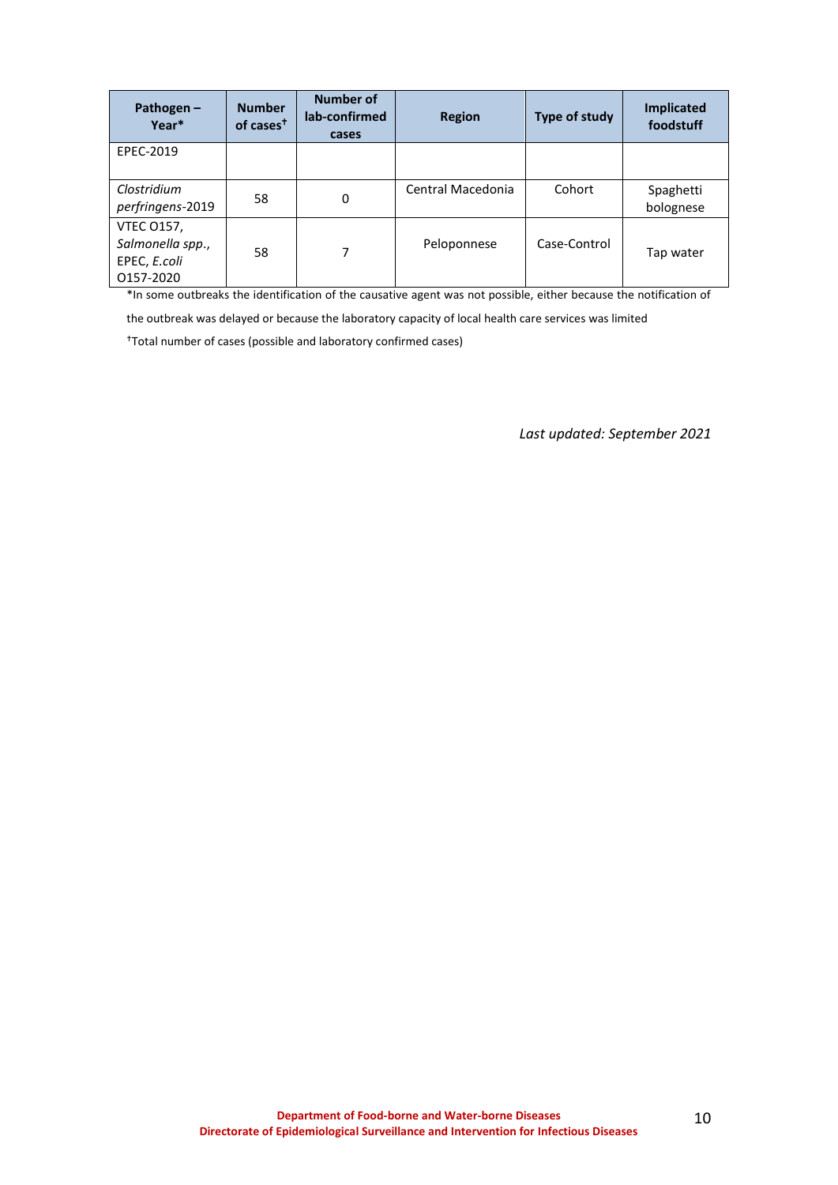| Pathogen – Year* | Number of cases† | Number of lab-confirmed cases | Region | Type of study | Implicated foodstuff |
|---|---|---|---|---|---|
| EPEC-2019 | | | | | |
| *Clostridium perfringens*-2019 | 58 | 0 | Central Macedonia | Cohort | Spaghetti bolognese |
| VTEC O157, *Salmonella spp.*, EPEC, *E.coli* O157-2020 | 58 | 7 | Peloponnese | Case-Control | Tap water |

*In some outbreaks the identification of the causative agent was not possible, either because the notification of the outbreak was delayed or because the laboratory capacity of local health care services was limited

†Total number of cases (possible and laboratory confirmed cases)

*Last updated: September 2021*

**Department of Food-borne and Water-borne Diseases**
**Directorate of Epidemiological Surveillance and Intervention for Infectious Diseases**